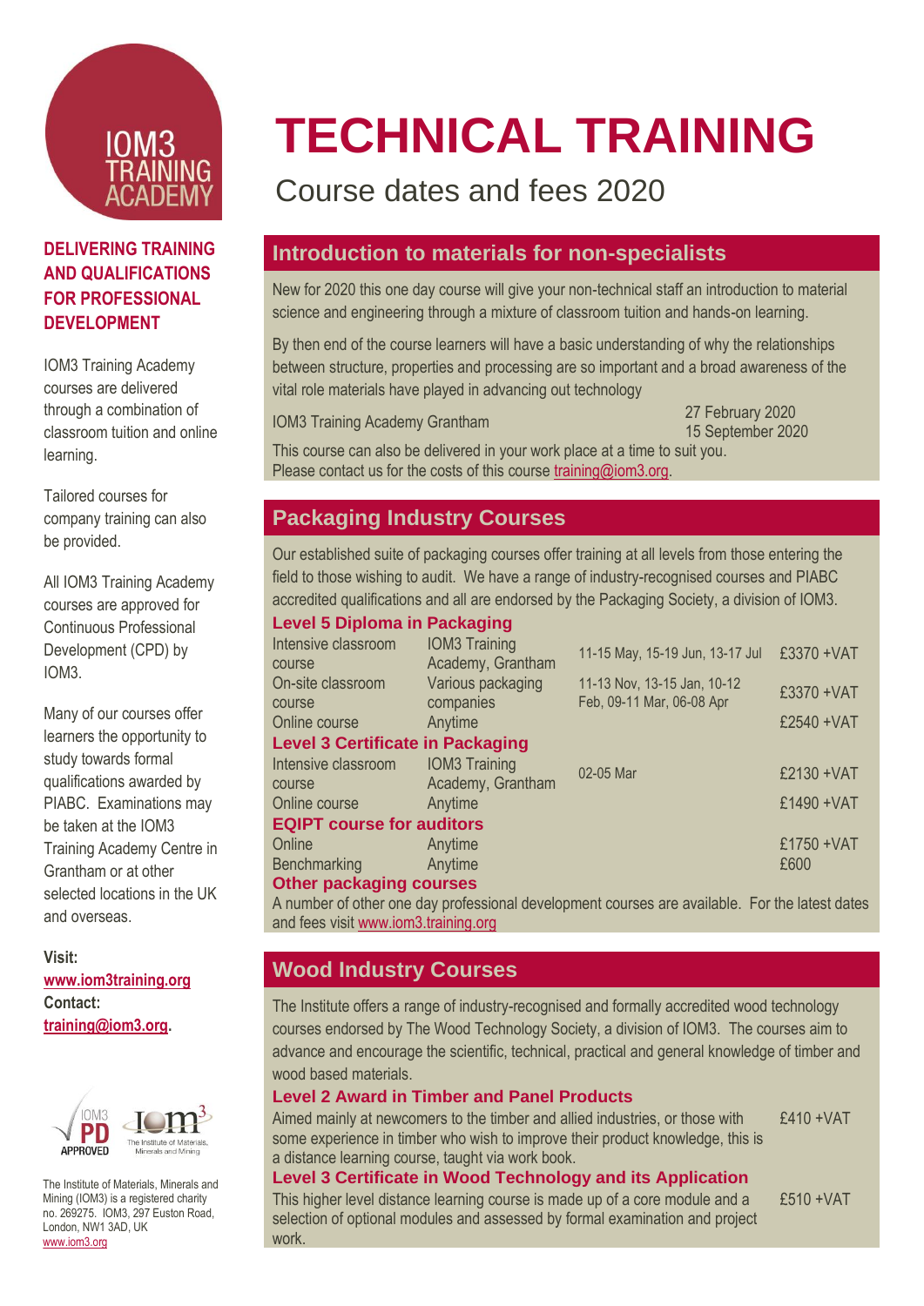# TECHNICAL TRAINING

Course dates and fees 2020

**DELIVERING TRAINING AND QUALIFICATIONS FOR PROFESSIONAL DEVELOPMENT**

IOM3 Training Academy courses are delivered through a combination of classroom tuition and online learning.

Tailored courses for company training can also be provided.

All IOM3 Training Academy courses are approved for Continuous Professional Development (CPD) by IOM3.

Many of our courses offer learners the opportunity to study towards formal qualifications awarded by PIABC. Examinations may be taken at the IOM3 Training Academy Centre in Grantham or at other selected locations in the UK and overseas.

**Visit:** www.iom3training.org
**Contact:** training@iom3.org.

The Institute of Materials, Minerals and Mining (IOM3) is a registered charity no. 269275. IOM3, 297 Euston Road, London, NW1 3AD, UK
www.iom3.org

## Introduction to materials for non-specialists

New for 2020 this one day course will give your non-technical staff an introduction to material science and engineering through a mixture of classroom tuition and hands-on learning.

By then end of the course learners will have a basic understanding of why the relationships between structure, properties and processing are so important and a broad awareness of the vital role materials have played in advancing out technology

| | |
|---|---|
| IOM3 Training Academy Grantham | 27 February 2020<br>15 September 2020 |

This course can also be delivered in your work place at a time to suit you.
Please contact us for the costs of this course training@iom3.org.

## Packaging Industry Courses

Our established suite of packaging courses offer training at all levels from those entering the field to those wishing to audit. We have a range of industry-recognised courses and PIABC accredited qualifications and all are endorsed by the Packaging Society, a division of IOM3.

### Level 5 Diploma in Packaging

| | | | |
|---|---|---|---|
| Intensive classroom course | IOM3 Training Academy, Grantham | 11-15 May, 15-19 Jun, 13-17 Jul | £3370 +VAT |
| On-site classroom course | Various packaging companies | 11-13 Nov, 13-15 Jan, 10-12 Feb, 09-11 Mar, 06-08 Apr | £3370 +VAT |
| Online course | Anytime | | £2540 +VAT |

### Level 3 Certificate in Packaging

| | | | |
|---|---|---|---|
| Intensive classroom course | IOM3 Training Academy, Grantham | 02-05 Mar | £2130 +VAT |
| Online course | Anytime | | £1490 +VAT |

### EQIPT course for auditors

| | | | |
|---|---|---|---|
| Online | Anytime | | £1750 +VAT |
| Benchmarking | Anytime | | £600 |

### Other packaging courses

A number of other one day professional development courses are available. For the latest dates and fees visit www.iom3.training.org

## Wood Industry Courses

The Institute offers a range of industry-recognised and formally accredited wood technology courses endorsed by The Wood Technology Society, a division of IOM3. The courses aim to advance and encourage the scientific, technical, practical and general knowledge of timber and wood based materials.

### Level 2 Award in Timber and Panel Products

Aimed mainly at newcomers to the timber and allied industries, or those with some experience in timber who wish to improve their product knowledge, this is a distance learning course, taught via work book. — £410 +VAT

### Level 3 Certificate in Wood Technology and its Application

This higher level distance learning course is made up of a core module and a selection of optional modules and assessed by formal examination and project work. — £510 +VAT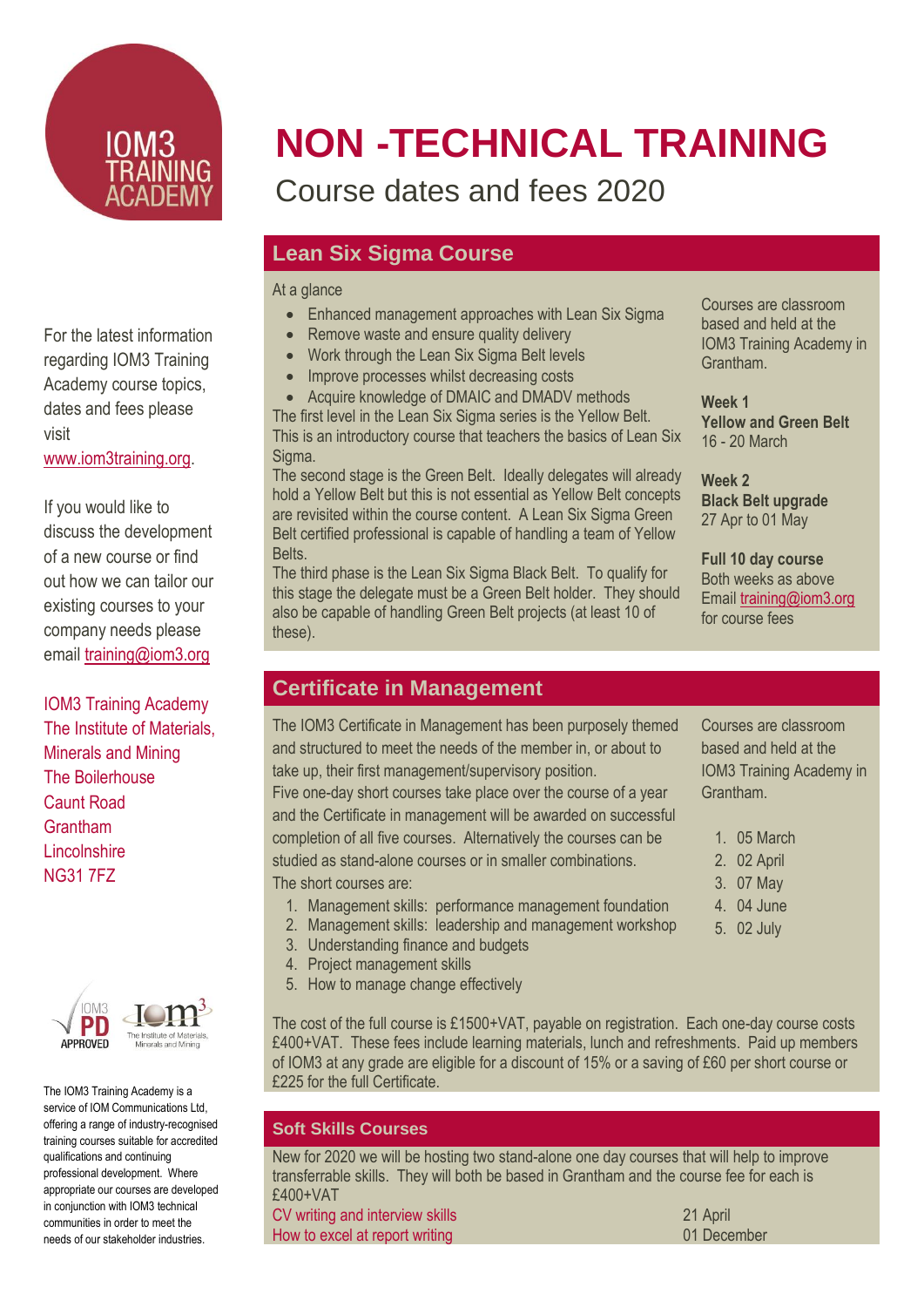IOM3 TRAINING ACADEMY

# NON -TECHNICAL TRAINING

Course dates and fees 2020

## Lean Six Sigma Course

At a glance

- Enhanced management approaches with Lean Six Sigma
- Remove waste and ensure quality delivery
- Work through the Lean Six Sigma Belt levels
- Improve processes whilst decreasing costs
- Acquire knowledge of DMAIC and DMADV methods

The first level in the Lean Six Sigma series is the Yellow Belt. This is an introductory course that teachers the basics of Lean Six Sigma.

The second stage is the Green Belt. Ideally delegates will already hold a Yellow Belt but this is not essential as Yellow Belt concepts are revisited within the course content. A Lean Six Sigma Green Belt certified professional is capable of handling a team of Yellow Belts.

The third phase is the Lean Six Sigma Black Belt. To qualify for this stage the delegate must be a Green Belt holder. They should also be capable of handling Green Belt projects (at least 10 of these).

Courses are classroom based and held at the IOM3 Training Academy in Grantham.

**Week 1**
**Yellow and Green Belt**
16 - 20 March

**Week 2**
**Black Belt upgrade**
27 Apr to 01 May

**Full 10 day course**
Both weeks as above
Email training@iom3.org for course fees

## Certificate in Management

The IOM3 Certificate in Management has been purposely themed and structured to meet the needs of the member in, or about to take up, their first management/supervisory position.

Five one-day short courses take place over the course of a year and the Certificate in management will be awarded on successful completion of all five courses. Alternatively the courses can be studied as stand-alone courses or in smaller combinations.

The short courses are:

1. Management skills: performance management foundation
2. Management skills: leadership and management workshop
3. Understanding finance and budgets
4. Project management skills
5. How to manage change effectively

Courses are classroom based and held at the IOM3 Training Academy in Grantham.

1. 05 March
2. 02 April
3. 07 May
4. 04 June
5. 02 July

The cost of the full course is £1500+VAT, payable on registration. Each one-day course costs £400+VAT. These fees include learning materials, lunch and refreshments. Paid up members of IOM3 at any grade are eligible for a discount of 15% or a saving of £60 per short course or £225 for the full Certificate.

## Soft Skills Courses

New for 2020 we will be hosting two stand-alone one day courses that will help to improve transferrable skills. They will both be based in Grantham and the course fee for each is £400+VAT

| | |
|---|---|
| CV writing and interview skills | 21 April |
| How to excel at report writing | 01 December |

For the latest information regarding IOM3 Training Academy course topics, dates and fees please visit www.iom3training.org.

If you would like to discuss the development of a new course or find out how we can tailor our existing courses to your company needs please email training@iom3.org

IOM3 Training Academy
The Institute of Materials, Minerals and Mining
The Boilerhouse
Caunt Road
Grantham
Lincolnshire
NG31 7FZ

IOM3 PD APPROVED
IOM3 The Institute of Materials, Minerals and Mining

The IOM3 Training Academy is a service of IOM Communications Ltd, offering a range of industry-recognised training courses suitable for accredited qualifications and continuing professional development. Where appropriate our courses are developed in conjunction with IOM3 technical communities in order to meet the needs of our stakeholder industries.